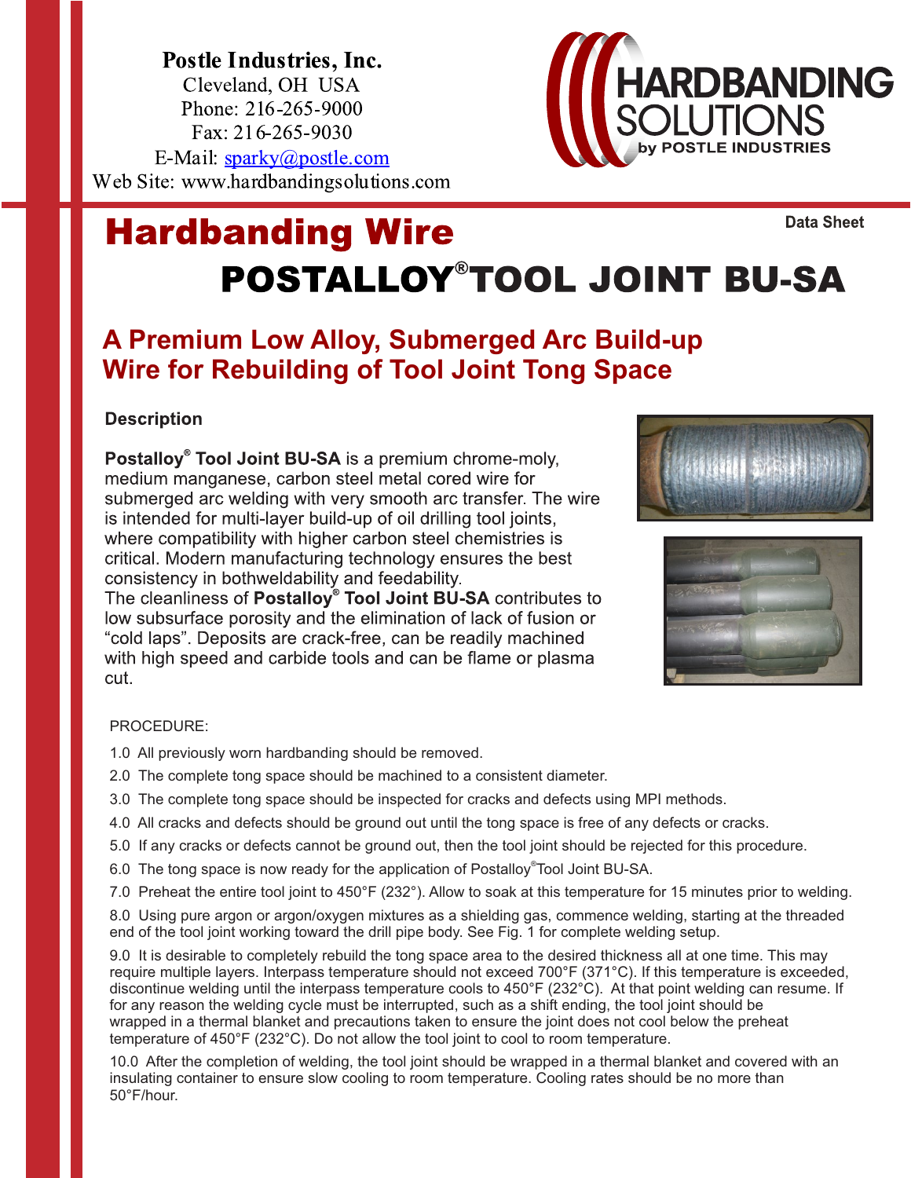**Postle Industries, Inc.**
Cleveland, OH USA
Phone: 216-265-9000
Fax: 216-265-9030
E-Mail: sparky@postle.com
Web Site: www.hardbandingsolutions.com

HARDBANDING SOLUTIONS by POSTLE INDUSTRIES

Data Sheet

# Hardbanding Wire

# POSTALLOY® TOOL JOINT BU-SA

## A Premium Low Alloy, Submerged Arc Build-up Wire for Rebuilding of Tool Joint Tong Space

### Description

**Postalloy® Tool Joint BU-SA** is a premium chrome-moly, medium manganese, carbon steel metal cored wire for submerged arc welding with very smooth arc transfer. The wire is intended for multi-layer build-up of oil drilling tool joints, where compatibility with higher carbon steel chemistries is critical. Modern manufacturing technology ensures the best consistency in bothweldability and feedability.
The cleanliness of **Postalloy® Tool Joint BU-SA** contributes to low subsurface porosity and the elimination of lack of fusion or "cold laps". Deposits are crack-free, can be readily machined with high speed and carbide tools and can be flame or plasma cut.

PROCEDURE:

1.0 All previously worn hardbanding should be removed.

2.0 The complete tong space should be machined to a consistent diameter.

3.0 The complete tong space should be inspected for cracks and defects using MPI methods.

4.0 All cracks and defects should be ground out until the tong space is free of any defects or cracks.

5.0 If any cracks or defects cannot be ground out, then the tool joint should be rejected for this procedure.

6.0 The tong space is now ready for the application of Postalloy® Tool Joint BU-SA.

7.0 Preheat the entire tool joint to 450°F (232°). Allow to soak at this temperature for 15 minutes prior to welding.

8.0 Using pure argon or argon/oxygen mixtures as a shielding gas, commence welding, starting at the threaded end of the tool joint working toward the drill pipe body. See Fig. 1 for complete welding setup.

9.0 It is desirable to completely rebuild the tong space area to the desired thickness all at one time. This may require multiple layers. Interpass temperature should not exceed 700°F (371°C). If this temperature is exceeded, discontinue welding until the interpass temperature cools to 450°F (232°C). At that point welding can resume. If for any reason the welding cycle must be interrupted, such as a shift ending, the tool joint should be wrapped in a thermal blanket and precautions taken to ensure the joint does not cool below the preheat temperature of 450°F (232°C). Do not allow the tool joint to cool to room temperature.

10.0 After the completion of welding, the tool joint should be wrapped in a thermal blanket and covered with an insulating container to ensure slow cooling to room temperature. Cooling rates should be no more than 50°F/hour.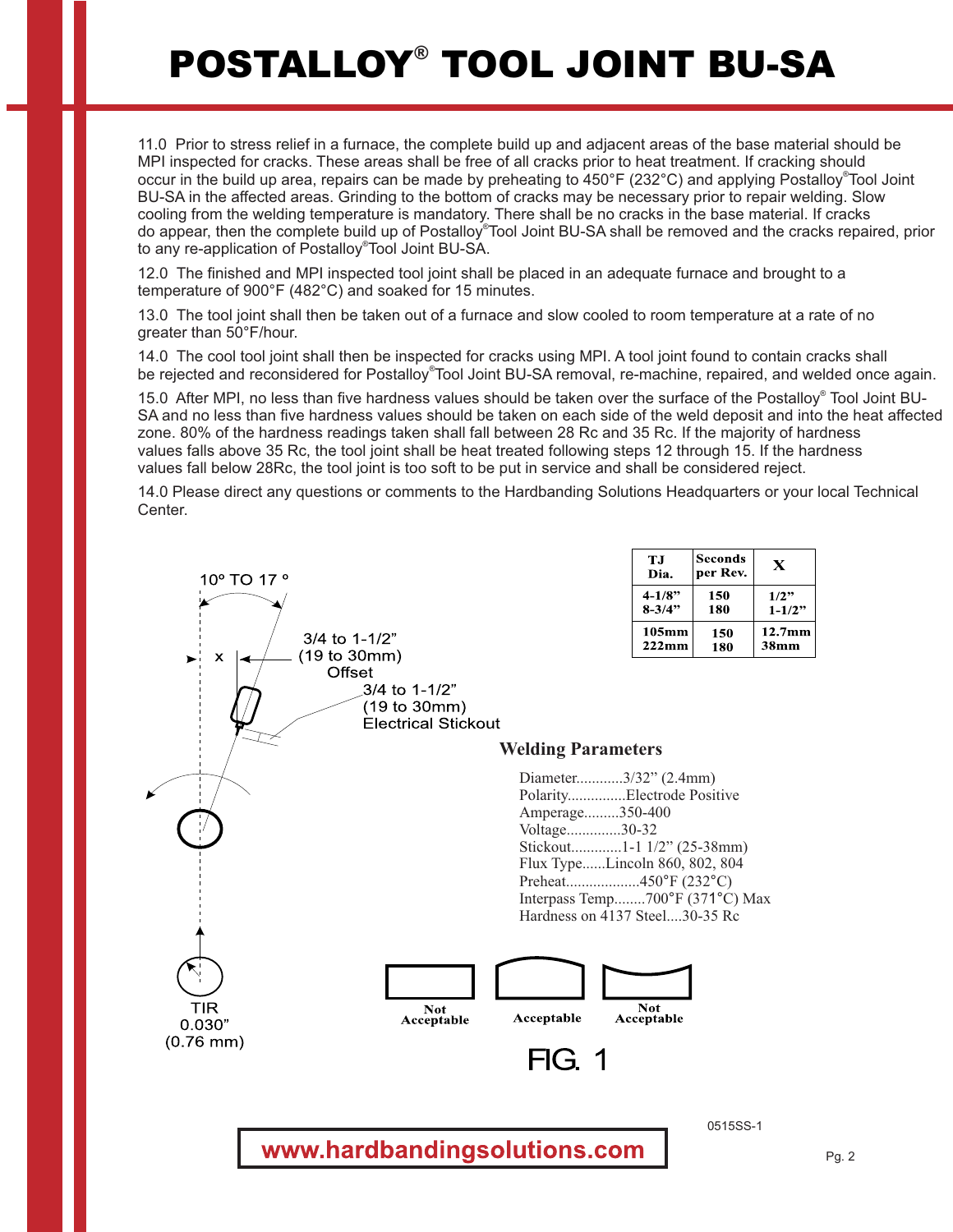# POSTALLOY® TOOL JOINT BU-SA

11.0 Prior to stress relief in a furnace, the complete build up and adjacent areas of the base material should be MPI inspected for cracks. These areas shall be free of all cracks prior to heat treatment. If cracking should occur in the build up area, repairs can be made by preheating to 450°F (232°C) and applying Postalloy® Tool Joint BU-SA in the affected areas. Grinding to the bottom of cracks may be necessary prior to repair welding. Slow cooling from the welding temperature is mandatory. There shall be no cracks in the base material. If cracks do appear, then the complete build up of Postalloy® Tool Joint BU-SA shall be removed and the cracks repaired, prior to any re-application of Postalloy® Tool Joint BU-SA.

12.0 The finished and MPI inspected tool joint shall be placed in an adequate furnace and brought to a temperature of 900°F (482°C) and soaked for 15 minutes.

13.0 The tool joint shall then be taken out of a furnace and slow cooled to room temperature at a rate of no greater than 50°F/hour.

14.0 The cool tool joint shall then be inspected for cracks using MPI. A tool joint found to contain cracks shall be rejected and reconsidered for Postalloy® Tool Joint BU-SA removal, re-machine, repaired, and welded once again.

15.0 After MPI, no less than five hardness values should be taken over the surface of the Postalloy® Tool Joint BU-SA and no less than five hardness values should be taken on each side of the weld deposit and into the heat affected zone. 80% of the hardness readings taken shall fall between 28 Rc and 35 Rc. If the majority of hardness values falls above 35 Rc, the tool joint shall be heat treated following steps 12 through 15. If the hardness values fall below 28Rc, the tool joint is too soft to be put in service and shall be considered reject.

14.0 Please direct any questions or comments to the Hardbanding Solutions Headquarters or your local Technical Center.

| TJ Dia. | Seconds per Rev. | X |
|---|---|---|
| 4-1/8"<br>8-3/4" | 150<br>180 | 1/2"<br>1-1/2" |
| 105mm<br>222mm | 150<br>180 | 12.7mm<br>38mm |

10° TO 17 °

x

3/4 to 1-1/2" (19 to 30mm) Offset

3/4 to 1-1/2" (19 to 30mm) Electrical Stickout

TIR 0.030" (0.76 mm)

### Welding Parameters

Diameter............3/32" (2.4mm)
Polarity...............Electrode Positive
Amperage.........350-400
Voltage..............30-32
Stickout.............1-1 1/2" (25-38mm)
Flux Type......Lincoln 860, 802, 804
Preheat...................450°F (232°C)
Interpass Temp........700°F (371°C) Max
Hardness on 4137 Steel....30-35 Rc

Not Acceptable

Acceptable

Not Acceptable

FIG. 1

0515SS-1

www.hardbandingsolutions.com